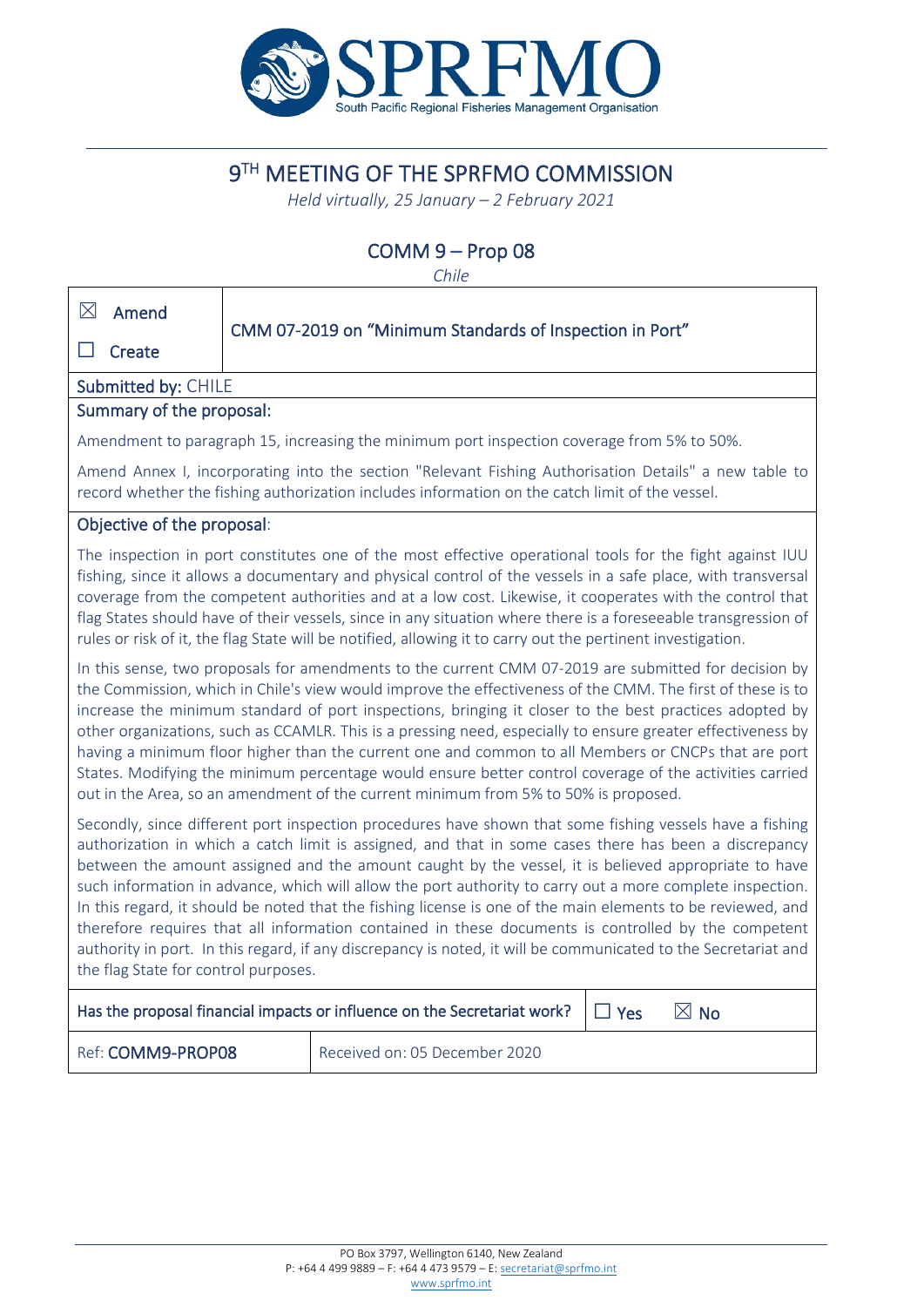# 9TH MEETING OF THE SPRFMO COMMISSION

*Held virtually, 25 January – 2 February 2021*

## COMM 9 – Prop 08

*Chile*

| ☒ Amend ☐ Create | CMM 07-2019 on "Minimum Standards of Inspection in Port" |
|---|---|

**Submitted by:** CHILE

**Summary of the proposal:**

Amendment to paragraph 15, increasing the minimum port inspection coverage from 5% to 50%.

Amend Annex I, incorporating into the section "Relevant Fishing Authorisation Details" a new table to record whether the fishing authorization includes information on the catch limit of the vessel.

**Objective of the proposal**:

The inspection in port constitutes one of the most effective operational tools for the fight against IUU fishing, since it allows a documentary and physical control of the vessels in a safe place, with transversal coverage from the competent authorities and at a low cost. Likewise, it cooperates with the control that flag States should have of their vessels, since in any situation where there is a foreseeable transgression of rules or risk of it, the flag State will be notified, allowing it to carry out the pertinent investigation.

In this sense, two proposals for amendments to the current CMM 07-2019 are submitted for decision by the Commission, which in Chile's view would improve the effectiveness of the CMM. The first of these is to increase the minimum standard of port inspections, bringing it closer to the best practices adopted by other organizations, such as CCAMLR. This is a pressing need, especially to ensure greater effectiveness by having a minimum floor higher than the current one and common to all Members or CNCPs that are port States. Modifying the minimum percentage would ensure better control coverage of the activities carried out in the Area, so an amendment of the current minimum from 5% to 50% is proposed.

Secondly, since different port inspection procedures have shown that some fishing vessels have a fishing authorization in which a catch limit is assigned, and that in some cases there has been a discrepancy between the amount assigned and the amount caught by the vessel, it is believed appropriate to have such information in advance, which will allow the port authority to carry out a more complete inspection. In this regard, it should be noted that the fishing license is one of the main elements to be reviewed, and therefore requires that all information contained in these documents is controlled by the competent authority in port. In this regard, if any discrepancy is noted, it will be communicated to the Secretariat and the flag State for control purposes.

| Has the proposal financial impacts or influence on the Secretariat work? | ☐ Yes ☒ No |
|---|---|
| Ref: **COMM9-PROP08** | Received on: 05 December 2020 |

PO Box 3797, Wellington 6140, New Zealand
P: +64 4 499 9889 – F: +64 4 473 9579 – E: secretariat@sprfmo.int
www.sprfmo.int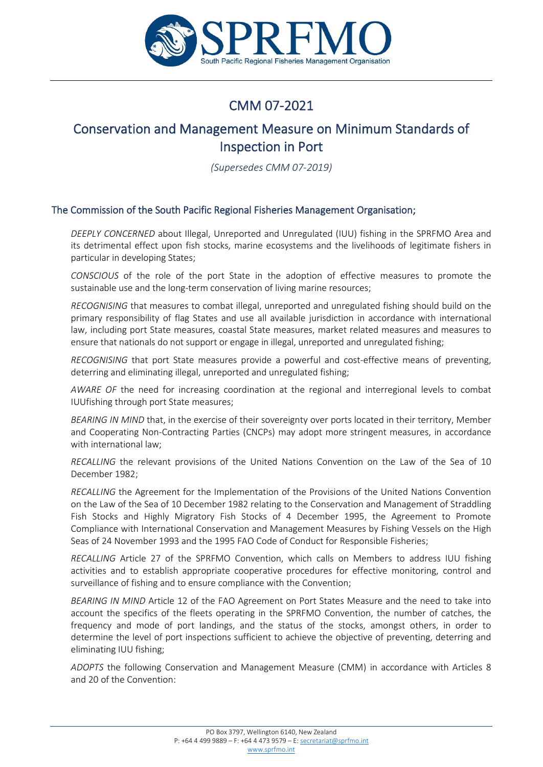# CMM 07-2021

# Conservation and Management Measure on Minimum Standards of Inspection in Port

*(Supersedes CMM 07-2019)*

## The Commission of the South Pacific Regional Fisheries Management Organisation;

*DEEPLY CONCERNED* about Illegal, Unreported and Unregulated (IUU) fishing in the SPRFMO Area and its detrimental effect upon fish stocks, marine ecosystems and the livelihoods of legitimate fishers in particular in developing States;

*CONSCIOUS* of the role of the port State in the adoption of effective measures to promote the sustainable use and the long-term conservation of living marine resources;

*RECOGNISING* that measures to combat illegal, unreported and unregulated fishing should build on the primary responsibility of flag States and use all available jurisdiction in accordance with international law, including port State measures, coastal State measures, market related measures and measures to ensure that nationals do not support or engage in illegal, unreported and unregulated fishing;

*RECOGNISING* that port State measures provide a powerful and cost-effective means of preventing, deterring and eliminating illegal, unreported and unregulated fishing;

*AWARE OF* the need for increasing coordination at the regional and interregional levels to combat IUUfishing through port State measures;

*BEARING IN MIND* that, in the exercise of their sovereignty over ports located in their territory, Member and Cooperating Non-Contracting Parties (CNCPs) may adopt more stringent measures, in accordance with international law;

*RECALLING* the relevant provisions of the United Nations Convention on the Law of the Sea of 10 December 1982;

*RECALLING* the Agreement for the Implementation of the Provisions of the United Nations Convention on the Law of the Sea of 10 December 1982 relating to the Conservation and Management of Straddling Fish Stocks and Highly Migratory Fish Stocks of 4 December 1995, the Agreement to Promote Compliance with International Conservation and Management Measures by Fishing Vessels on the High Seas of 24 November 1993 and the 1995 FAO Code of Conduct for Responsible Fisheries;

*RECALLING* Article 27 of the SPRFMO Convention, which calls on Members to address IUU fishing activities and to establish appropriate cooperative procedures for effective monitoring, control and surveillance of fishing and to ensure compliance with the Convention;

*BEARING IN MIND* Article 12 of the FAO Agreement on Port States Measure and the need to take into account the specifics of the fleets operating in the SPRFMO Convention, the number of catches, the frequency and mode of port landings, and the status of the stocks, amongst others, in order to determine the level of port inspections sufficient to achieve the objective of preventing, deterring and eliminating IUU fishing;

*ADOPTS* the following Conservation and Management Measure (CMM) in accordance with Articles 8 and 20 of the Convention: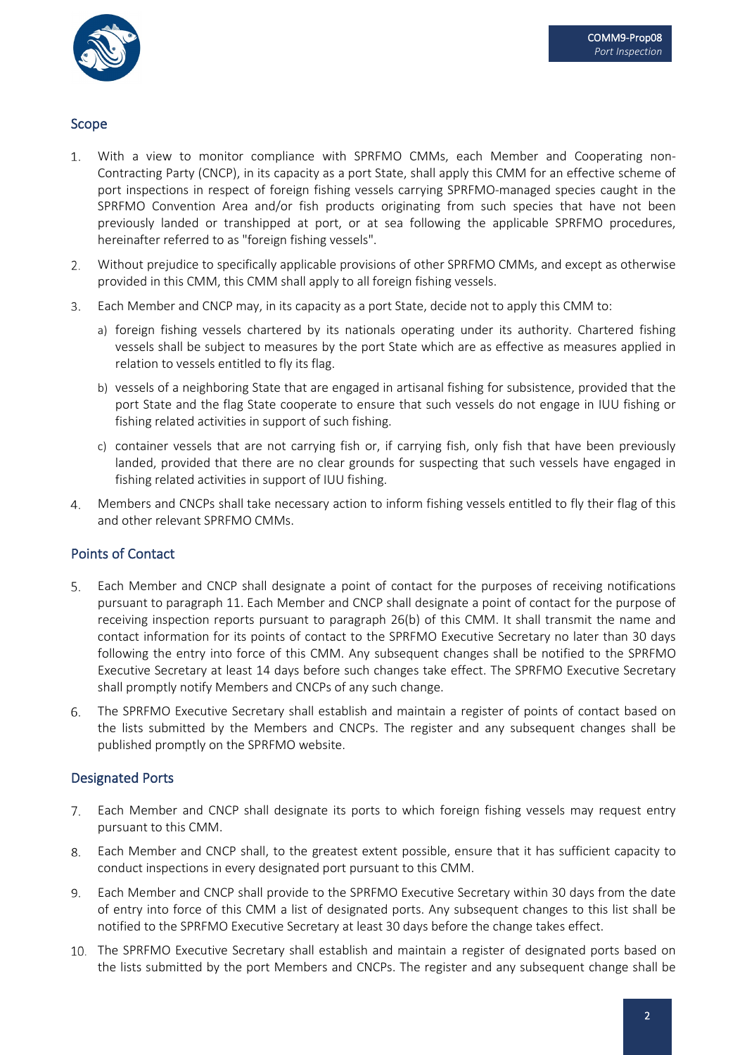## Scope

1. With a view to monitor compliance with SPRFMO CMMs, each Member and Cooperating non-Contracting Party (CNCP), in its capacity as a port State, shall apply this CMM for an effective scheme of port inspections in respect of foreign fishing vessels carrying SPRFMO-managed species caught in the SPRFMO Convention Area and/or fish products originating from such species that have not been previously landed or transhipped at port, or at sea following the applicable SPRFMO procedures, hereinafter referred to as "foreign fishing vessels".
2. Without prejudice to specifically applicable provisions of other SPRFMO CMMs, and except as otherwise provided in this CMM, this CMM shall apply to all foreign fishing vessels.
3. Each Member and CNCP may, in its capacity as a port State, decide not to apply this CMM to:
   a) foreign fishing vessels chartered by its nationals operating under its authority. Chartered fishing vessels shall be subject to measures by the port State which are as effective as measures applied in relation to vessels entitled to fly its flag.
   b) vessels of a neighboring State that are engaged in artisanal fishing for subsistence, provided that the port State and the flag State cooperate to ensure that such vessels do not engage in IUU fishing or fishing related activities in support of such fishing.
   c) container vessels that are not carrying fish or, if carrying fish, only fish that have been previously landed, provided that there are no clear grounds for suspecting that such vessels have engaged in fishing related activities in support of IUU fishing.
4. Members and CNCPs shall take necessary action to inform fishing vessels entitled to fly their flag of this and other relevant SPRFMO CMMs.

## Points of Contact

5. Each Member and CNCP shall designate a point of contact for the purposes of receiving notifications pursuant to paragraph 11. Each Member and CNCP shall designate a point of contact for the purpose of receiving inspection reports pursuant to paragraph 26(b) of this CMM. It shall transmit the name and contact information for its points of contact to the SPRFMO Executive Secretary no later than 30 days following the entry into force of this CMM. Any subsequent changes shall be notified to the SPRFMO Executive Secretary at least 14 days before such changes take effect. The SPRFMO Executive Secretary shall promptly notify Members and CNCPs of any such change.
6. The SPRFMO Executive Secretary shall establish and maintain a register of points of contact based on the lists submitted by the Members and CNCPs. The register and any subsequent changes shall be published promptly on the SPRFMO website.

## Designated Ports

7. Each Member and CNCP shall designate its ports to which foreign fishing vessels may request entry pursuant to this CMM.
8. Each Member and CNCP shall, to the greatest extent possible, ensure that it has sufficient capacity to conduct inspections in every designated port pursuant to this CMM.
9. Each Member and CNCP shall provide to the SPRFMO Executive Secretary within 30 days from the date of entry into force of this CMM a list of designated ports. Any subsequent changes to this list shall be notified to the SPRFMO Executive Secretary at least 30 days before the change takes effect.
10. The SPRFMO Executive Secretary shall establish and maintain a register of designated ports based on the lists submitted by the port Members and CNCPs. The register and any subsequent change shall be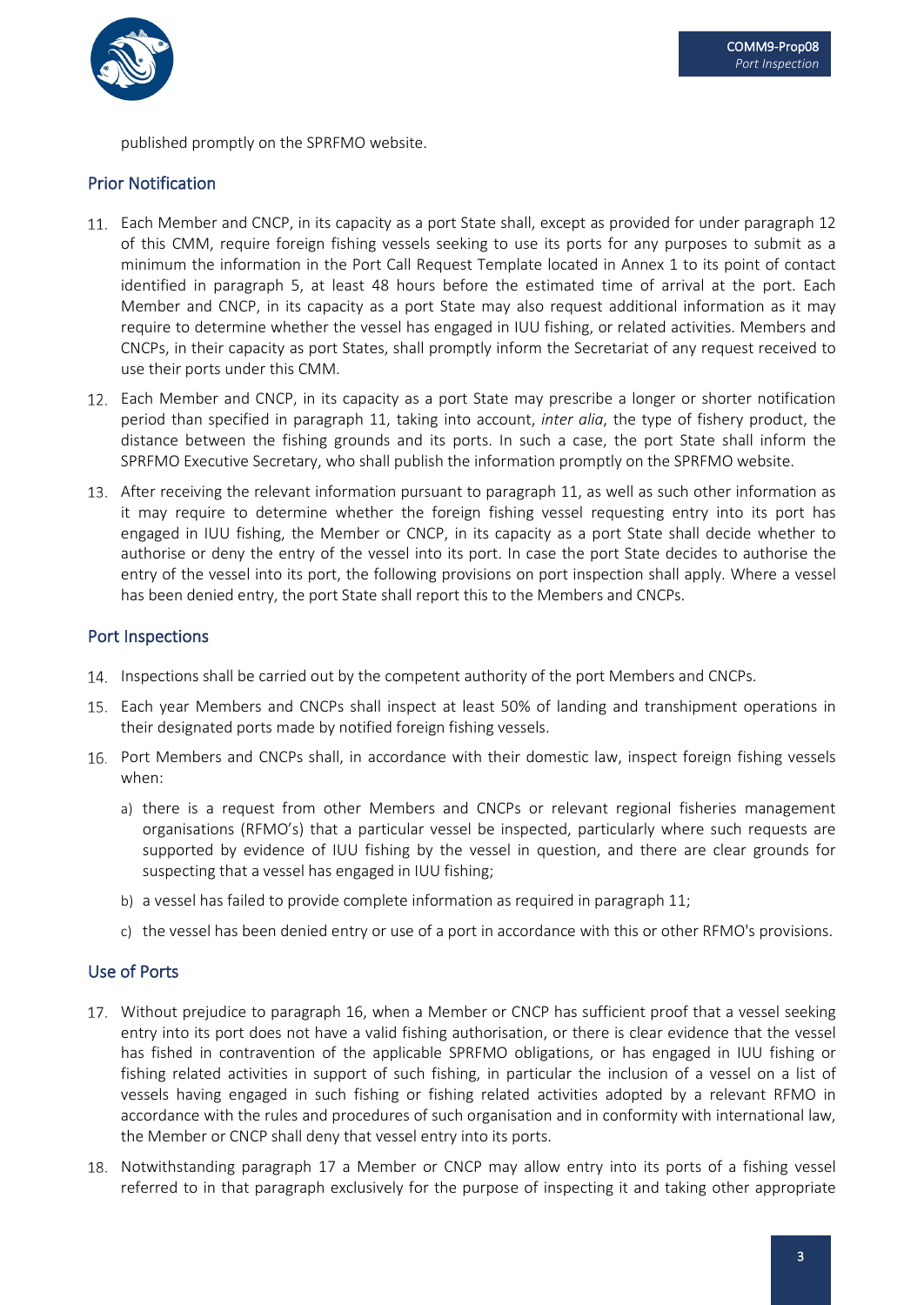published promptly on the SPRFMO website.

## Prior Notification

11. Each Member and CNCP, in its capacity as a port State shall, except as provided for under paragraph 12 of this CMM, require foreign fishing vessels seeking to use its ports for any purposes to submit as a minimum the information in the Port Call Request Template located in Annex 1 to its point of contact identified in paragraph 5, at least 48 hours before the estimated time of arrival at the port. Each Member and CNCP, in its capacity as a port State may also request additional information as it may require to determine whether the vessel has engaged in IUU fishing, or related activities. Members and CNCPs, in their capacity as port States, shall promptly inform the Secretariat of any request received to use their ports under this CMM.
12. Each Member and CNCP, in its capacity as a port State may prescribe a longer or shorter notification period than specified in paragraph 11, taking into account, *inter alia*, the type of fishery product, the distance between the fishing grounds and its ports. In such a case, the port State shall inform the SPRFMO Executive Secretary, who shall publish the information promptly on the SPRFMO website.
13. After receiving the relevant information pursuant to paragraph 11, as well as such other information as it may require to determine whether the foreign fishing vessel requesting entry into its port has engaged in IUU fishing, the Member or CNCP, in its capacity as a port State shall decide whether to authorise or deny the entry of the vessel into its port. In case the port State decides to authorise the entry of the vessel into its port, the following provisions on port inspection shall apply. Where a vessel has been denied entry, the port State shall report this to the Members and CNCPs.

## Port Inspections

14. Inspections shall be carried out by the competent authority of the port Members and CNCPs.
15. Each year Members and CNCPs shall inspect at least 50% of landing and transhipment operations in their designated ports made by notified foreign fishing vessels.
16. Port Members and CNCPs shall, in accordance with their domestic law, inspect foreign fishing vessels when:
    a) there is a request from other Members and CNCPs or relevant regional fisheries management organisations (RFMO's) that a particular vessel be inspected, particularly where such requests are supported by evidence of IUU fishing by the vessel in question, and there are clear grounds for suspecting that a vessel has engaged in IUU fishing;
    b) a vessel has failed to provide complete information as required in paragraph 11;
    c) the vessel has been denied entry or use of a port in accordance with this or other RFMO's provisions.

## Use of Ports

17. Without prejudice to paragraph 16, when a Member or CNCP has sufficient proof that a vessel seeking entry into its port does not have a valid fishing authorisation, or there is clear evidence that the vessel has fished in contravention of the applicable SPRFMO obligations, or has engaged in IUU fishing or fishing related activities in support of such fishing, in particular the inclusion of a vessel on a list of vessels having engaged in such fishing or fishing related activities adopted by a relevant RFMO in accordance with the rules and procedures of such organisation and in conformity with international law, the Member or CNCP shall deny that vessel entry into its ports.
18. Notwithstanding paragraph 17 a Member or CNCP may allow entry into its ports of a fishing vessel referred to in that paragraph exclusively for the purpose of inspecting it and taking other appropriate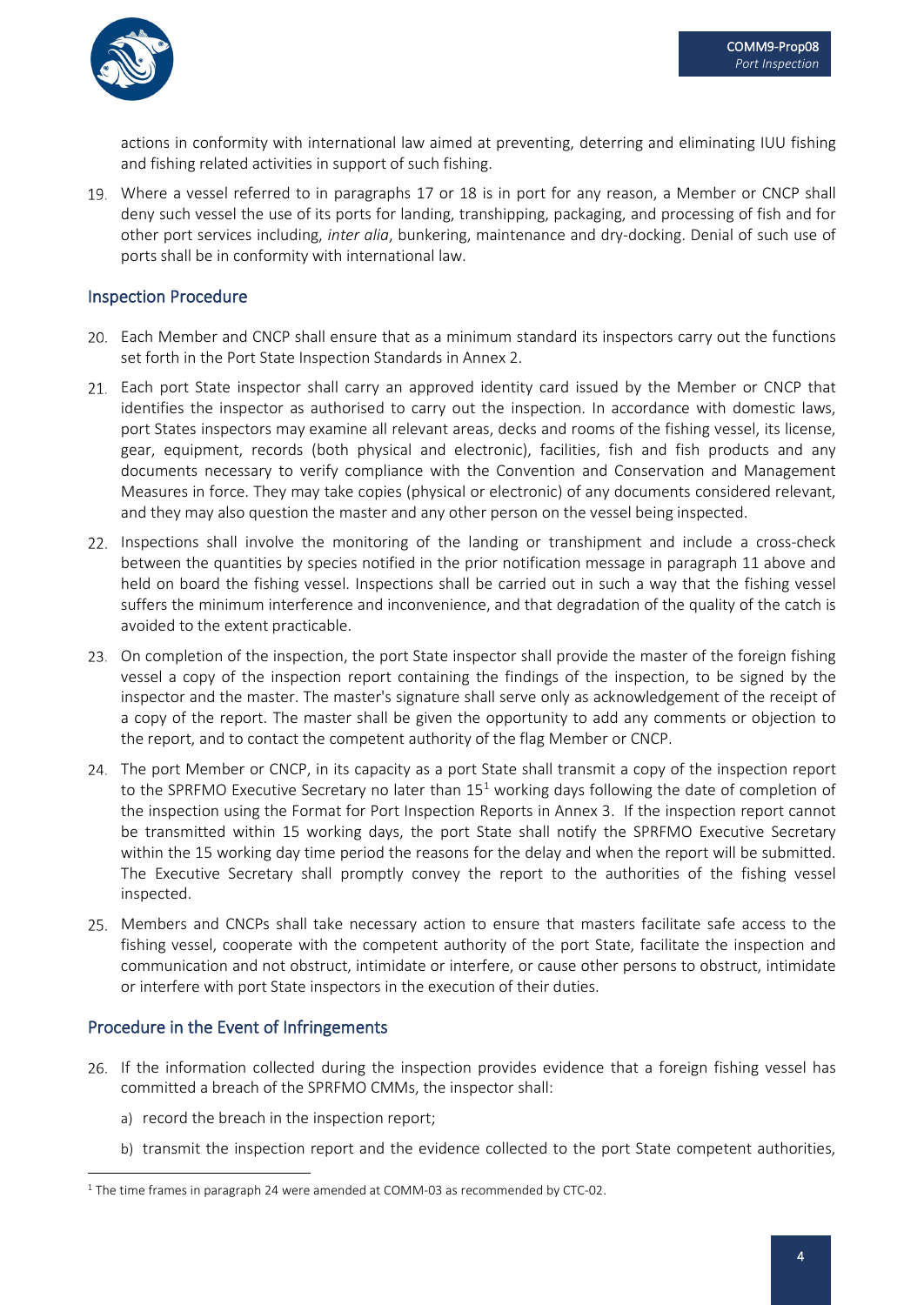actions in conformity with international law aimed at preventing, deterring and eliminating IUU fishing and fishing related activities in support of such fishing.

19. Where a vessel referred to in paragraphs 17 or 18 is in port for any reason, a Member or CNCP shall deny such vessel the use of its ports for landing, transhipping, packaging, and processing of fish and for other port services including, *inter alia*, bunkering, maintenance and dry-docking. Denial of such use of ports shall be in conformity with international law.

## Inspection Procedure

20. Each Member and CNCP shall ensure that as a minimum standard its inspectors carry out the functions set forth in the Port State Inspection Standards in Annex 2.

21. Each port State inspector shall carry an approved identity card issued by the Member or CNCP that identifies the inspector as authorised to carry out the inspection. In accordance with domestic laws, port States inspectors may examine all relevant areas, decks and rooms of the fishing vessel, its license, gear, equipment, records (both physical and electronic), facilities, fish and fish products and any documents necessary to verify compliance with the Convention and Conservation and Management Measures in force. They may take copies (physical or electronic) of any documents considered relevant, and they may also question the master and any other person on the vessel being inspected.

22. Inspections shall involve the monitoring of the landing or transhipment and include a cross-check between the quantities by species notified in the prior notification message in paragraph 11 above and held on board the fishing vessel. Inspections shall be carried out in such a way that the fishing vessel suffers the minimum interference and inconvenience, and that degradation of the quality of the catch is avoided to the extent practicable.

23. On completion of the inspection, the port State inspector shall provide the master of the foreign fishing vessel a copy of the inspection report containing the findings of the inspection, to be signed by the inspector and the master. The master's signature shall serve only as acknowledgement of the receipt of a copy of the report. The master shall be given the opportunity to add any comments or objection to the report, and to contact the competent authority of the flag Member or CNCP.

24. The port Member or CNCP, in its capacity as a port State shall transmit a copy of the inspection report to the SPRFMO Executive Secretary no later than 15[1] working days following the date of completion of the inspection using the Format for Port Inspection Reports in Annex 3. If the inspection report cannot be transmitted within 15 working days, the port State shall notify the SPRFMO Executive Secretary within the 15 working day time period the reasons for the delay and when the report will be submitted. The Executive Secretary shall promptly convey the report to the authorities of the fishing vessel inspected.

25. Members and CNCPs shall take necessary action to ensure that masters facilitate safe access to the fishing vessel, cooperate with the competent authority of the port State, facilitate the inspection and communication and not obstruct, intimidate or interfere, or cause other persons to obstruct, intimidate or interfere with port State inspectors in the execution of their duties.

## Procedure in the Event of Infringements

26. If the information collected during the inspection provides evidence that a foreign fishing vessel has committed a breach of the SPRFMO CMMs, the inspector shall:

    a) record the breach in the inspection report;

    b) transmit the inspection report and the evidence collected to the port State competent authorities,

[1] The time frames in paragraph 24 were amended at COMM-03 as recommended by CTC-02.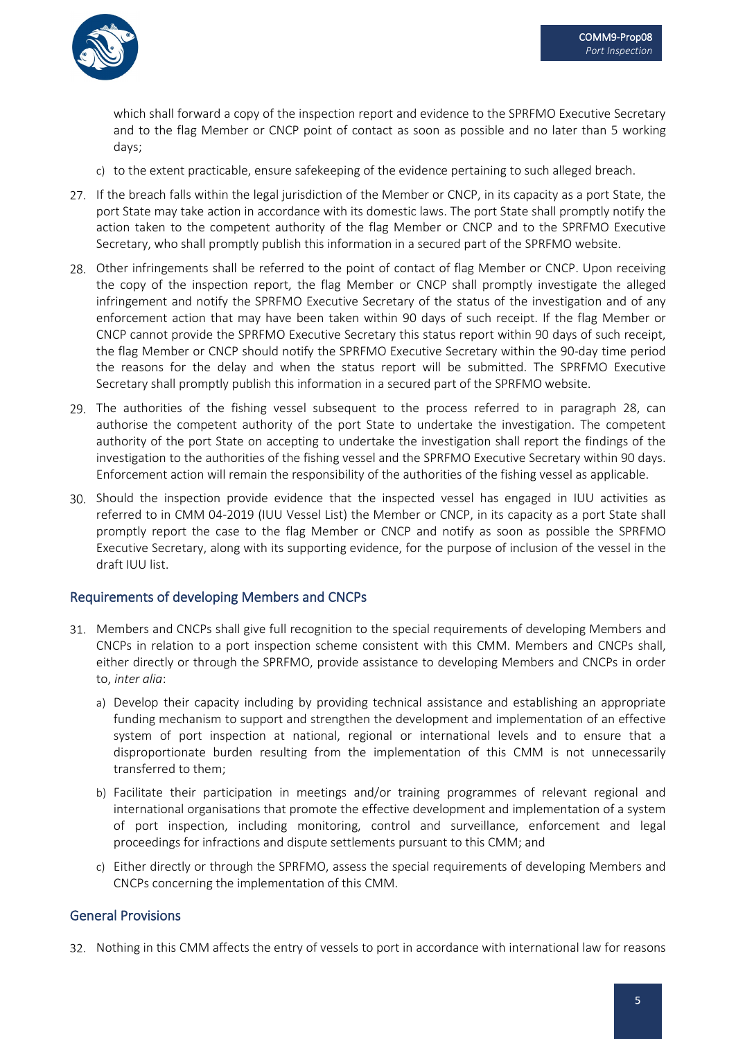which shall forward a copy of the inspection report and evidence to the SPRFMO Executive Secretary and to the flag Member or CNCP point of contact as soon as possible and no later than 5 working days;

c) to the extent practicable, ensure safekeeping of the evidence pertaining to such alleged breach.

27. If the breach falls within the legal jurisdiction of the Member or CNCP, in its capacity as a port State, the port State may take action in accordance with its domestic laws. The port State shall promptly notify the action taken to the competent authority of the flag Member or CNCP and to the SPRFMO Executive Secretary, who shall promptly publish this information in a secured part of the SPRFMO website.

28. Other infringements shall be referred to the point of contact of flag Member or CNCP. Upon receiving the copy of the inspection report, the flag Member or CNCP shall promptly investigate the alleged infringement and notify the SPRFMO Executive Secretary of the status of the investigation and of any enforcement action that may have been taken within 90 days of such receipt. If the flag Member or CNCP cannot provide the SPRFMO Executive Secretary this status report within 90 days of such receipt, the flag Member or CNCP should notify the SPRFMO Executive Secretary within the 90-day time period the reasons for the delay and when the status report will be submitted. The SPRFMO Executive Secretary shall promptly publish this information in a secured part of the SPRFMO website.

29. The authorities of the fishing vessel subsequent to the process referred to in paragraph 28, can authorise the competent authority of the port State to undertake the investigation. The competent authority of the port State on accepting to undertake the investigation shall report the findings of the investigation to the authorities of the fishing vessel and the SPRFMO Executive Secretary within 90 days. Enforcement action will remain the responsibility of the authorities of the fishing vessel as applicable.

30. Should the inspection provide evidence that the inspected vessel has engaged in IUU activities as referred to in CMM 04-2019 (IUU Vessel List) the Member or CNCP, in its capacity as a port State shall promptly report the case to the flag Member or CNCP and notify as soon as possible the SPRFMO Executive Secretary, along with its supporting evidence, for the purpose of inclusion of the vessel in the draft IUU list.

## Requirements of developing Members and CNCPs

31. Members and CNCPs shall give full recognition to the special requirements of developing Members and CNCPs in relation to a port inspection scheme consistent with this CMM. Members and CNCPs shall, either directly or through the SPRFMO, provide assistance to developing Members and CNCPs in order to, *inter alia*:

    a) Develop their capacity including by providing technical assistance and establishing an appropriate funding mechanism to support and strengthen the development and implementation of an effective system of port inspection at national, regional or international levels and to ensure that a disproportionate burden resulting from the implementation of this CMM is not unnecessarily transferred to them;

    b) Facilitate their participation in meetings and/or training programmes of relevant regional and international organisations that promote the effective development and implementation of a system of port inspection, including monitoring, control and surveillance, enforcement and legal proceedings for infractions and dispute settlements pursuant to this CMM; and

    c) Either directly or through the SPRFMO, assess the special requirements of developing Members and CNCPs concerning the implementation of this CMM.

## General Provisions

32. Nothing in this CMM affects the entry of vessels to port in accordance with international law for reasons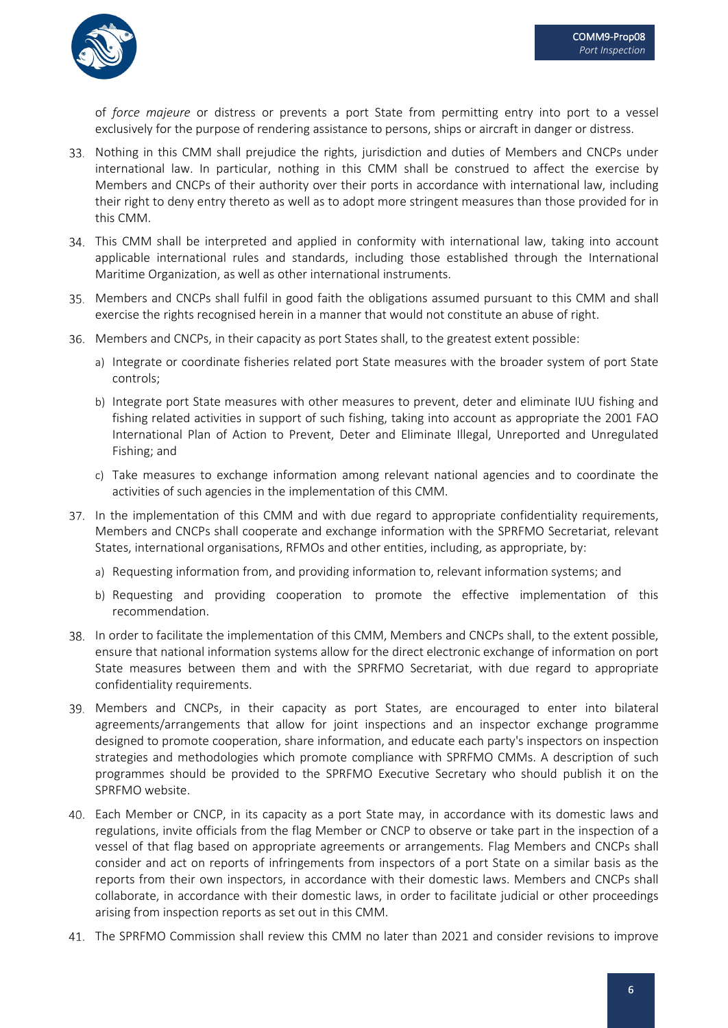of *force majeure* or distress or prevents a port State from permitting entry into port to a vessel exclusively for the purpose of rendering assistance to persons, ships or aircraft in danger or distress.

33. Nothing in this CMM shall prejudice the rights, jurisdiction and duties of Members and CNCPs under international law. In particular, nothing in this CMM shall be construed to affect the exercise by Members and CNCPs of their authority over their ports in accordance with international law, including their right to deny entry thereto as well as to adopt more stringent measures than those provided for in this CMM.

34. This CMM shall be interpreted and applied in conformity with international law, taking into account applicable international rules and standards, including those established through the International Maritime Organization, as well as other international instruments.

35. Members and CNCPs shall fulfil in good faith the obligations assumed pursuant to this CMM and shall exercise the rights recognised herein in a manner that would not constitute an abuse of right.

36. Members and CNCPs, in their capacity as port States shall, to the greatest extent possible:

    a) Integrate or coordinate fisheries related port State measures with the broader system of port State controls;

    b) Integrate port State measures with other measures to prevent, deter and eliminate IUU fishing and fishing related activities in support of such fishing, taking into account as appropriate the 2001 FAO International Plan of Action to Prevent, Deter and Eliminate Illegal, Unreported and Unregulated Fishing; and

    c) Take measures to exchange information among relevant national agencies and to coordinate the activities of such agencies in the implementation of this CMM.

37. In the implementation of this CMM and with due regard to appropriate confidentiality requirements, Members and CNCPs shall cooperate and exchange information with the SPRFMO Secretariat, relevant States, international organisations, RFMOs and other entities, including, as appropriate, by:

    a) Requesting information from, and providing information to, relevant information systems; and

    b) Requesting and providing cooperation to promote the effective implementation of this recommendation.

38. In order to facilitate the implementation of this CMM, Members and CNCPs shall, to the extent possible, ensure that national information systems allow for the direct electronic exchange of information on port State measures between them and with the SPRFMO Secretariat, with due regard to appropriate confidentiality requirements.

39. Members and CNCPs, in their capacity as port States, are encouraged to enter into bilateral agreements/arrangements that allow for joint inspections and an inspector exchange programme designed to promote cooperation, share information, and educate each party's inspectors on inspection strategies and methodologies which promote compliance with SPRFMO CMMs. A description of such programmes should be provided to the SPRFMO Executive Secretary who should publish it on the SPRFMO website.

40. Each Member or CNCP, in its capacity as a port State may, in accordance with its domestic laws and regulations, invite officials from the flag Member or CNCP to observe or take part in the inspection of a vessel of that flag based on appropriate agreements or arrangements. Flag Members and CNCPs shall consider and act on reports of infringements from inspectors of a port State on a similar basis as the reports from their own inspectors, in accordance with their domestic laws. Members and CNCPs shall collaborate, in accordance with their domestic laws, in order to facilitate judicial or other proceedings arising from inspection reports as set out in this CMM.

41. The SPRFMO Commission shall review this CMM no later than 2021 and consider revisions to improve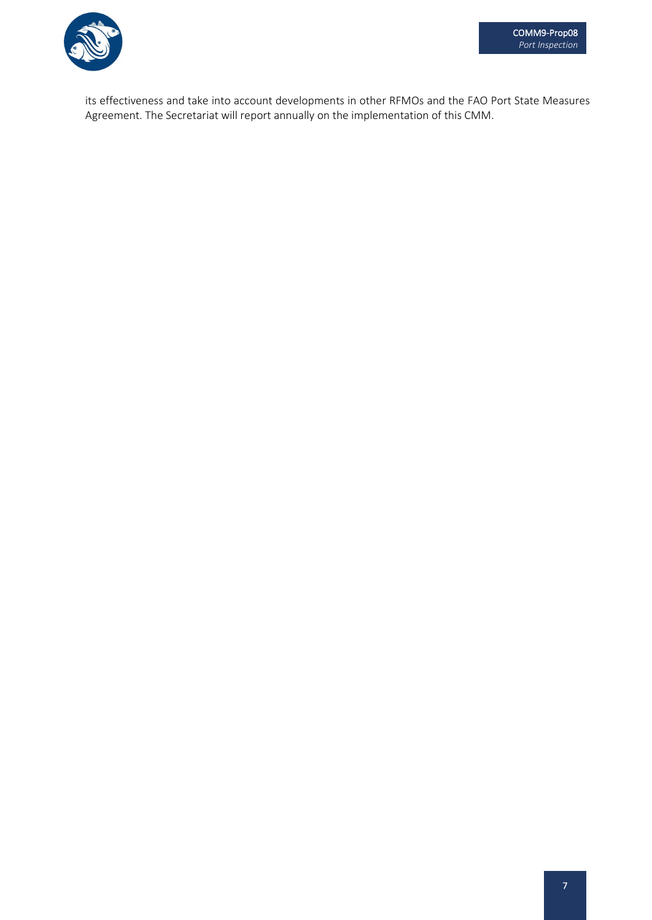its effectiveness and take into account developments in other RFMOs and the FAO Port State Measures Agreement. The Secretariat will report annually on the implementation of this CMM.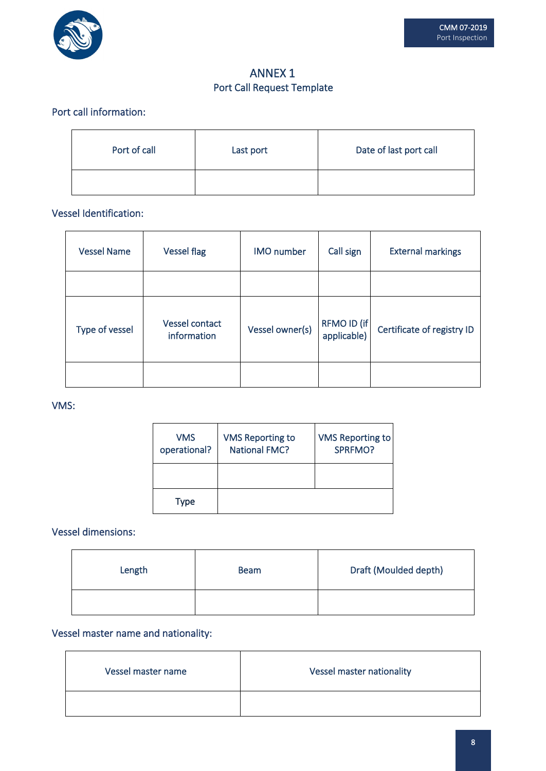# ANNEX 1

## Port Call Request Template

Port call information:

| Port of call | Last port | Date of last port call |
|---|---|---|
| | | |

Vessel Identification:

| Vessel Name | Vessel flag | IMO number | Call sign | External markings |
|---|---|---|---|---|
| | | | | |
| Type of vessel | Vessel contact information | Vessel owner(s) | RFMO ID (if applicable) | Certificate of registry ID |
| | | | | |

VMS:

| VMS operational? | VMS Reporting to National FMC? | VMS Reporting to SPRFMO? |
|---|---|---|
| | | |
| Type | | |

Vessel dimensions:

| Length | Beam | Draft (Moulded depth) |
|---|---|---|
| | | |

Vessel master name and nationality:

| Vessel master name | Vessel master nationality |
|---|---|
| | |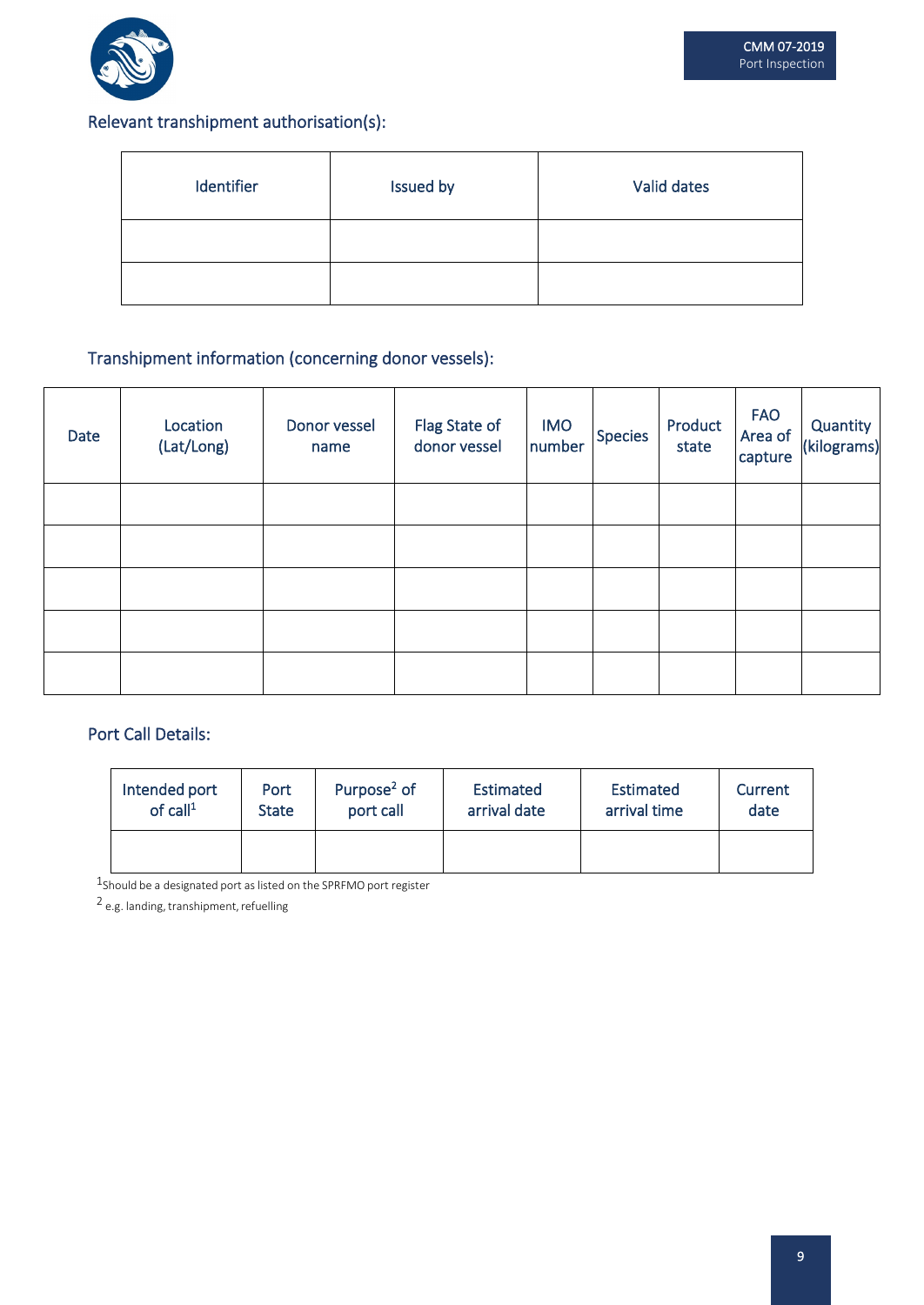Relevant transhipment authorisation(s):

| Identifier | Issued by | Valid dates |
|---|---|---|
| | | |
| | | |

Transhipment information (concerning donor vessels):

| Date | Location (Lat/Long) | Donor vessel name | Flag State of donor vessel | IMO number | Species | Product state | FAO Area of capture | Quantity (kilograms) |
|---|---|---|---|---|---|---|---|---|
| | | | | | | | | |
| | | | | | | | | |
| | | | | | | | | |
| | | | | | | | | |
| | | | | | | | | |

Port Call Details:

| Intended port of call[1] | Port State | Purpose[2] of port call | Estimated arrival date | Estimated arrival time | Current date |
|---|---|---|---|---|---|
| | | | | | |

[1]Should be a designated port as listed on the SPRFMO port register

[2] e.g. landing, transhipment, refuelling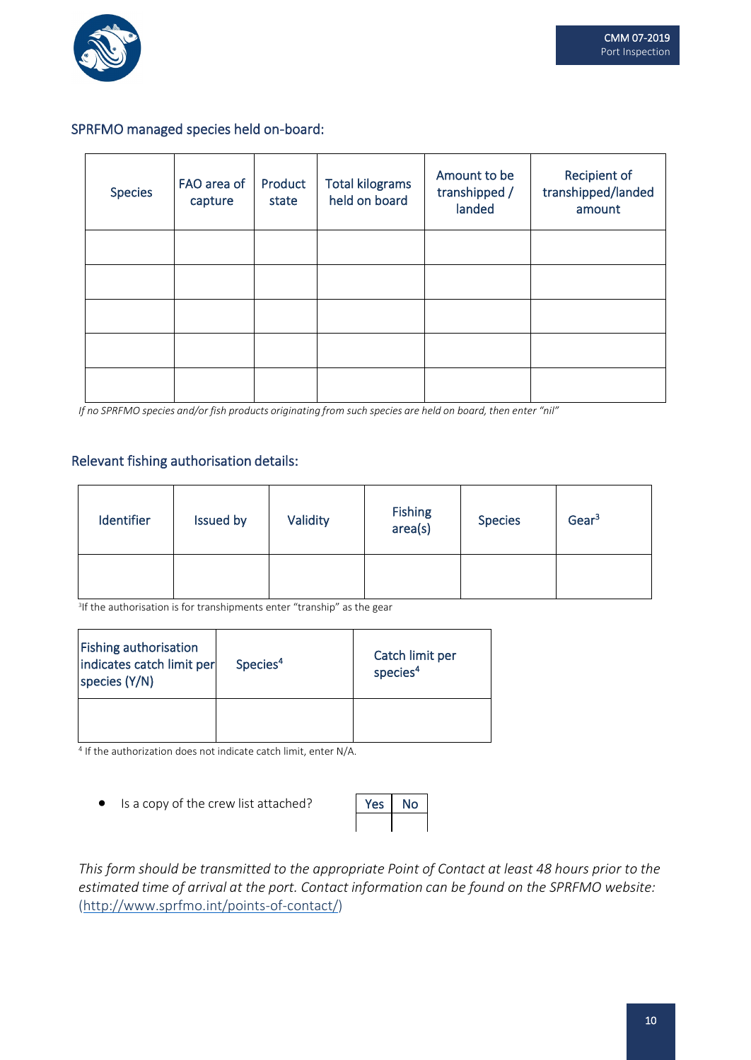## SPRFMO managed species held on-board:

| Species | FAO area of capture | Product state | Total kilograms held on board | Amount to be transhipped / landed | Recipient of transhipped/landed amount |
|---|---|---|---|---|---|
| | | | | | |
| | | | | | |
| | | | | | |
| | | | | | |
| | | | | | |

*If no SPRFMO species and/or fish products originating from such species are held on board, then enter "nil"*

## Relevant fishing authorisation details:

| Identifier | Issued by | Validity | Fishing area(s) | Species | Gear[3] |
|---|---|---|---|---|---|
| | | | | | |

[3]If the authorisation is for transhipments enter "tranship" as the gear

| Fishing authorisation indicates catch limit per species (Y/N) | Species[4] | Catch limit per species[4] |
|---|---|---|
| | | |

[4] If the authorization does not indicate catch limit, enter N/A.

- Is a copy of the crew list attached?

| Yes | No |
|---|---|
| | |

*This form should be transmitted to the appropriate Point of Contact at least 48 hours prior to the estimated time of arrival at the port. Contact information can be found on the SPRFMO website: (http://www.sprfmo.int/points-of-contact/)*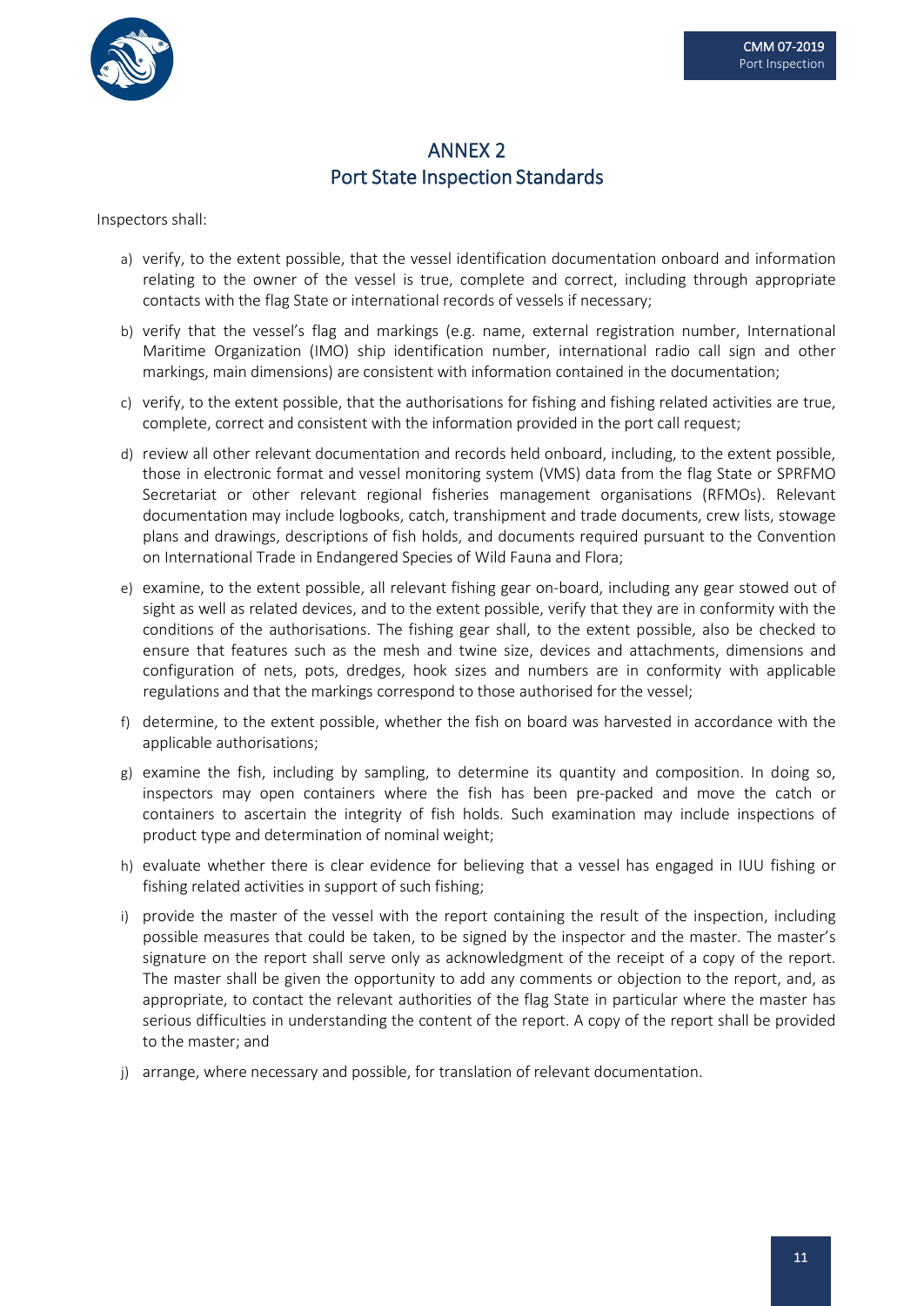# ANNEX 2
## Port State Inspection Standards

Inspectors shall:

a) verify, to the extent possible, that the vessel identification documentation onboard and information relating to the owner of the vessel is true, complete and correct, including through appropriate contacts with the flag State or international records of vessels if necessary;

b) verify that the vessel's flag and markings (e.g. name, external registration number, International Maritime Organization (IMO) ship identification number, international radio call sign and other markings, main dimensions) are consistent with information contained in the documentation;

c) verify, to the extent possible, that the authorisations for fishing and fishing related activities are true, complete, correct and consistent with the information provided in the port call request;

d) review all other relevant documentation and records held onboard, including, to the extent possible, those in electronic format and vessel monitoring system (VMS) data from the flag State or SPRFMO Secretariat or other relevant regional fisheries management organisations (RFMOs). Relevant documentation may include logbooks, catch, transhipment and trade documents, crew lists, stowage plans and drawings, descriptions of fish holds, and documents required pursuant to the Convention on International Trade in Endangered Species of Wild Fauna and Flora;

e) examine, to the extent possible, all relevant fishing gear on-board, including any gear stowed out of sight as well as related devices, and to the extent possible, verify that they are in conformity with the conditions of the authorisations. The fishing gear shall, to the extent possible, also be checked to ensure that features such as the mesh and twine size, devices and attachments, dimensions and configuration of nets, pots, dredges, hook sizes and numbers are in conformity with applicable regulations and that the markings correspond to those authorised for the vessel;

f) determine, to the extent possible, whether the fish on board was harvested in accordance with the applicable authorisations;

g) examine the fish, including by sampling, to determine its quantity and composition. In doing so, inspectors may open containers where the fish has been pre-packed and move the catch or containers to ascertain the integrity of fish holds. Such examination may include inspections of product type and determination of nominal weight;

h) evaluate whether there is clear evidence for believing that a vessel has engaged in IUU fishing or fishing related activities in support of such fishing;

i) provide the master of the vessel with the report containing the result of the inspection, including possible measures that could be taken, to be signed by the inspector and the master. The master's signature on the report shall serve only as acknowledgment of the receipt of a copy of the report. The master shall be given the opportunity to add any comments or objection to the report, and, as appropriate, to contact the relevant authorities of the flag State in particular where the master has serious difficulties in understanding the content of the report. A copy of the report shall be provided to the master; and

j) arrange, where necessary and possible, for translation of relevant documentation.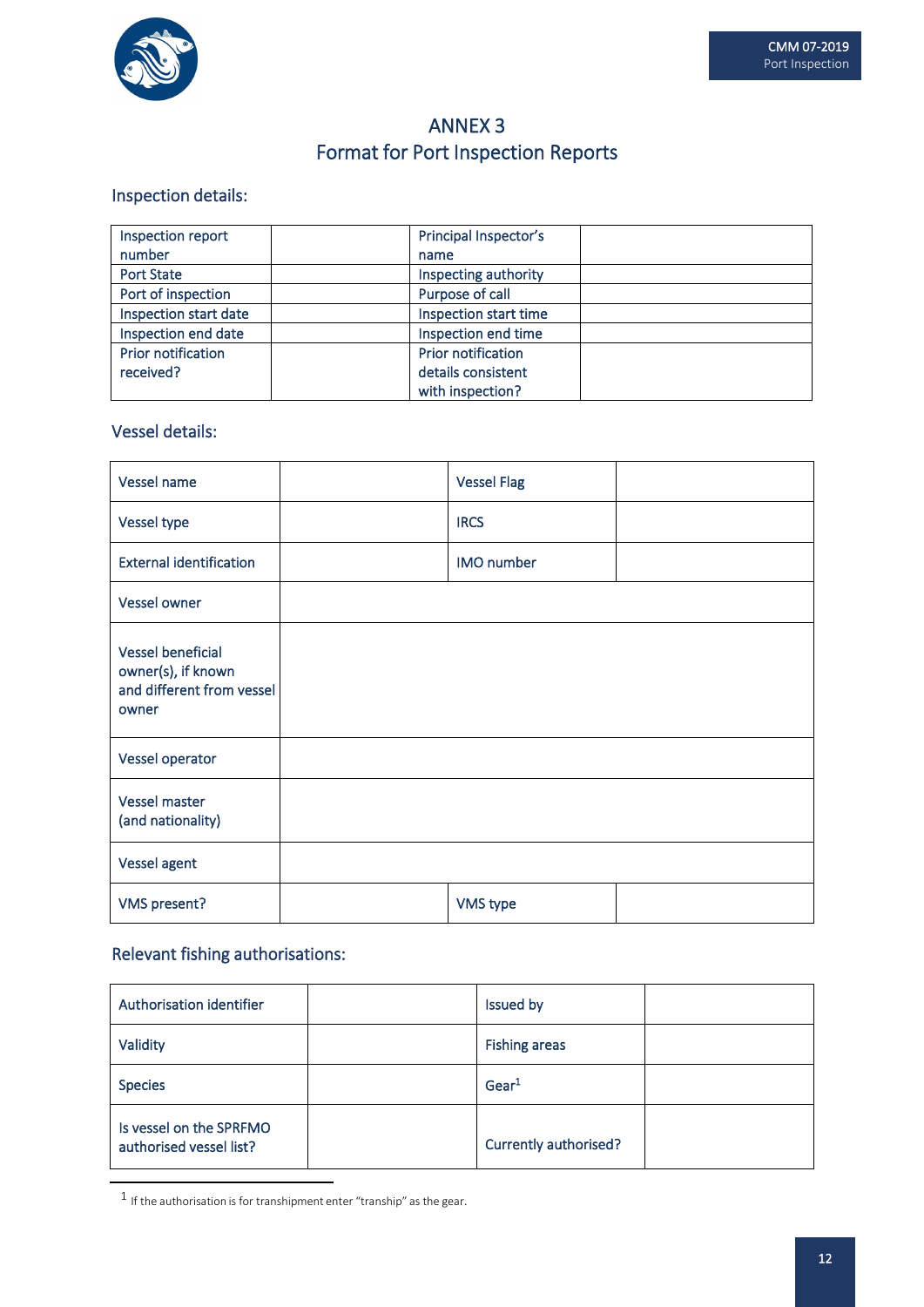# ANNEX 3
## Format for Port Inspection Reports

### Inspection details:

| Inspection report number | | Principal Inspector's name | |
|---|---|---|---|
| Port State | | Inspecting authority | |
| Port of inspection | | Purpose of call | |
| Inspection start date | | Inspection start time | |
| Inspection end date | | Inspection end time | |
| Prior notification received? | | Prior notification details consistent with inspection? | |

### Vessel details:

| Vessel name | | Vessel Flag | |
|---|---|---|---|
| Vessel type | | IRCS | |
| External identification | | IMO number | |
| Vessel owner | | | |
| Vessel beneficial owner(s), if known and different from vessel owner | | | |
| Vessel operator | | | |
| Vessel master (and nationality) | | | |
| Vessel agent | | | |
| VMS present? | | VMS type | |

### Relevant fishing authorisations:

| Authorisation identifier | | Issued by | |
|---|---|---|---|
| Validity | | Fishing areas | |
| Species | | Gear[1] | |
| Is vessel on the SPRFMO authorised vessel list? | | Currently authorised? | |

[1] If the authorisation is for transhipment enter "tranship" as the gear.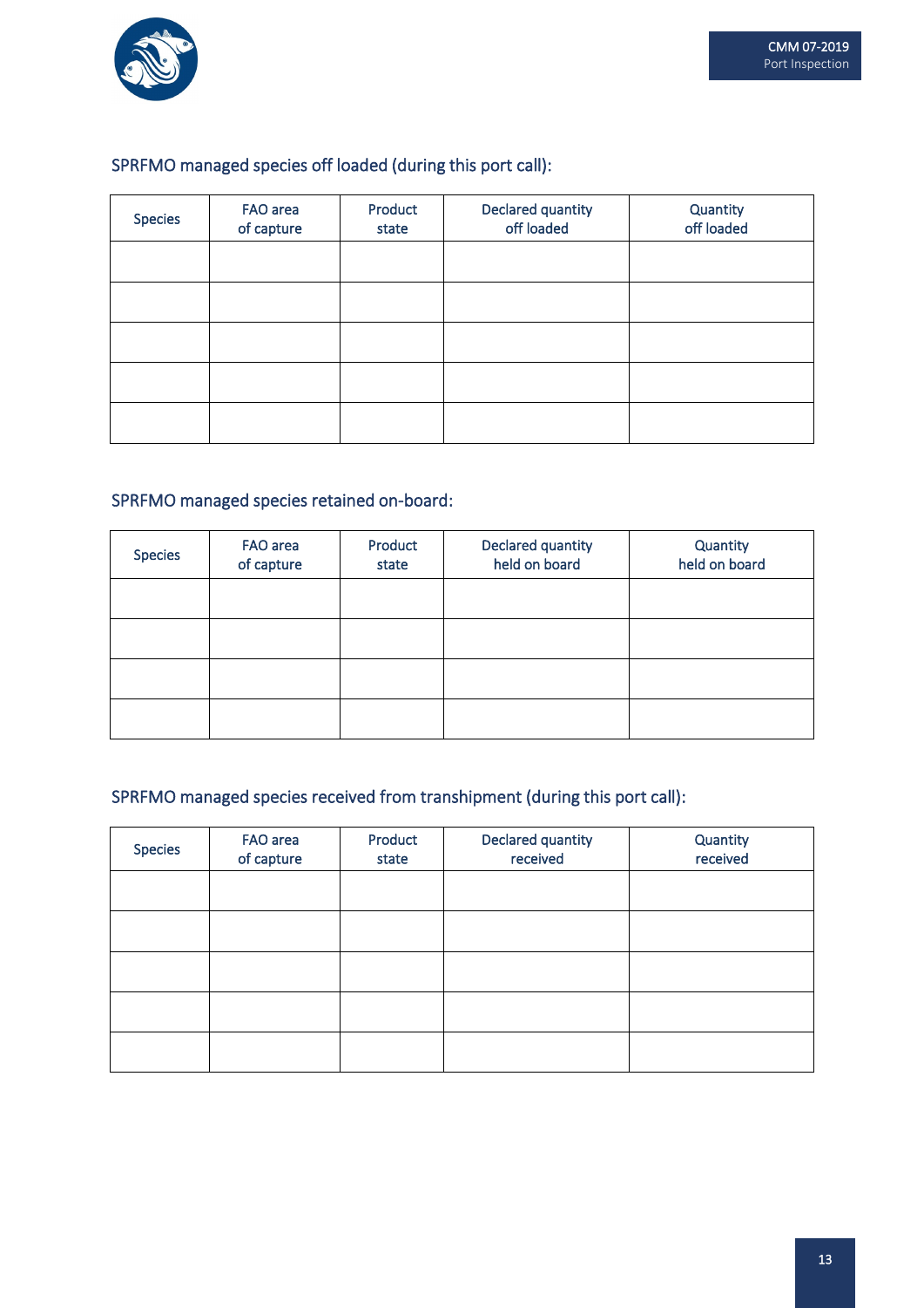SPRFMO managed species off loaded (during this port call):

| Species | FAO area of capture | Product state | Declared quantity off loaded | Quantity off loaded |
|---|---|---|---|---|
| | | | | |
| | | | | |
| | | | | |
| | | | | |
| | | | | |

SPRFMO managed species retained on-board:

| Species | FAO area of capture | Product state | Declared quantity held on board | Quantity held on board |
|---|---|---|---|---|
| | | | | |
| | | | | |
| | | | | |
| | | | | |

SPRFMO managed species received from transhipment (during this port call):

| Species | FAO area of capture | Product state | Declared quantity received | Quantity received |
|---|---|---|---|---|
| | | | | |
| | | | | |
| | | | | |
| | | | | |
| | | | | |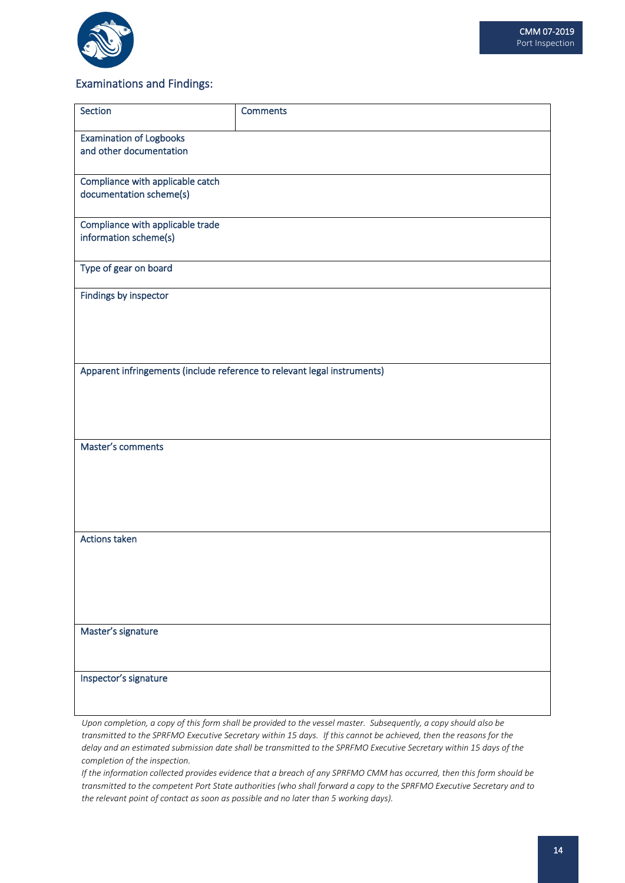## Examinations and Findings:

| Section | Comments |
|---|---|
| Examination of Logbooks and other documentation | |
| Compliance with applicable catch documentation scheme(s) | |
| Compliance with applicable trade information scheme(s) | |
| Type of gear on board | |
| Findings by inspector | |
| Apparent infringements (include reference to relevant legal instruments) | |
| Master's comments | |
| Actions taken | |
| Master's signature | |
| Inspector's signature | |

*Upon completion, a copy of this form shall be provided to the vessel master. Subsequently, a copy should also be transmitted to the SPRFMO Executive Secretary within 15 days. If this cannot be achieved, then the reasons for the delay and an estimated submission date shall be transmitted to the SPRFMO Executive Secretary within 15 days of the completion of the inspection.*

*If the information collected provides evidence that a breach of any SPRFMO CMM has occurred, then this form should be transmitted to the competent Port State authorities (who shall forward a copy to the SPRFMO Executive Secretary and to the relevant point of contact as soon as possible and no later than 5 working days).*